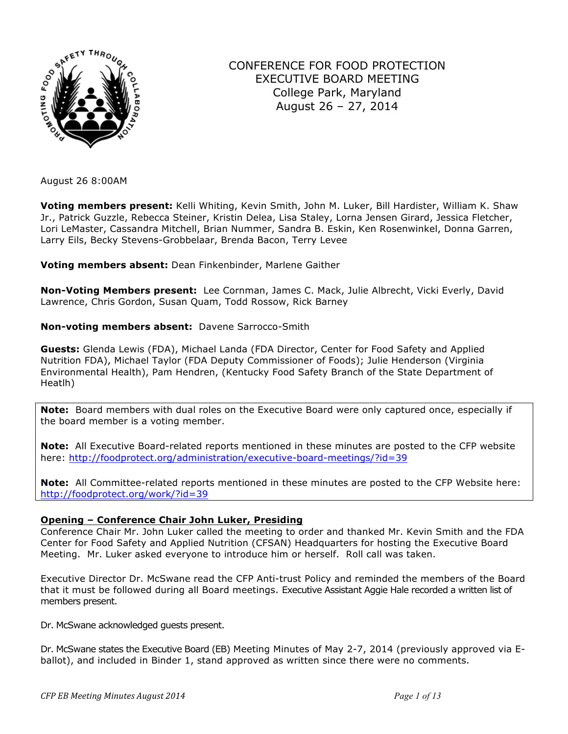# CONFERENCE FOR FOOD PROTECTION
## EXECUTIVE BOARD MEETING
College Park, Maryland
August 26 – 27, 2014

August 26 8:00AM

**Voting members present:** Kelli Whiting, Kevin Smith, John M. Luker, Bill Hardister, William K. Shaw Jr., Patrick Guzzle, Rebecca Steiner, Kristin Delea, Lisa Staley, Lorna Jensen Girard, Jessica Fletcher, Lori LeMaster, Cassandra Mitchell, Brian Nummer, Sandra B. Eskin, Ken Rosenwinkel, Donna Garren, Larry Eils, Becky Stevens-Grobbelaar, Brenda Bacon, Terry Levee

**Voting members absent:** Dean Finkenbinder, Marlene Gaither

**Non-Voting Members present:** Lee Cornman, James C. Mack, Julie Albrecht, Vicki Everly, David Lawrence, Chris Gordon, Susan Quam, Todd Rossow, Rick Barney

**Non-voting members absent:** Davene Sarrocco-Smith

**Guests:** Glenda Lewis (FDA), Michael Landa (FDA Director, Center for Food Safety and Applied Nutrition FDA), Michael Taylor (FDA Deputy Commissioner of Foods); Julie Henderson (Virginia Environmental Health), Pam Hendren, (Kentucky Food Safety Branch of the State Department of Heatlh)

**Note:** Board members with dual roles on the Executive Board were only captured once, especially if the board member is a voting member.

**Note:** All Executive Board-related reports mentioned in these minutes are posted to the CFP website here: http://foodprotect.org/administration/executive-board-meetings/?id=39

**Note:** All Committee-related reports mentioned in these minutes are posted to the CFP Website here: http://foodprotect.org/work/?id=39

**Opening – Conference Chair John Luker, Presiding**

Conference Chair Mr. John Luker called the meeting to order and thanked Mr. Kevin Smith and the FDA Center for Food Safety and Applied Nutrition (CFSAN) Headquarters for hosting the Executive Board Meeting. Mr. Luker asked everyone to introduce him or herself. Roll call was taken.

Executive Director Dr. McSwane read the CFP Anti-trust Policy and reminded the members of the Board that it must be followed during all Board meetings. Executive Assistant Aggie Hale recorded a written list of members present.

Dr. McSwane acknowledged guests present.

Dr. McSwane states the Executive Board (EB) Meeting Minutes of May 2-7, 2014 (previously approved via E-ballot), and included in Binder 1, stand approved as written since there were no comments.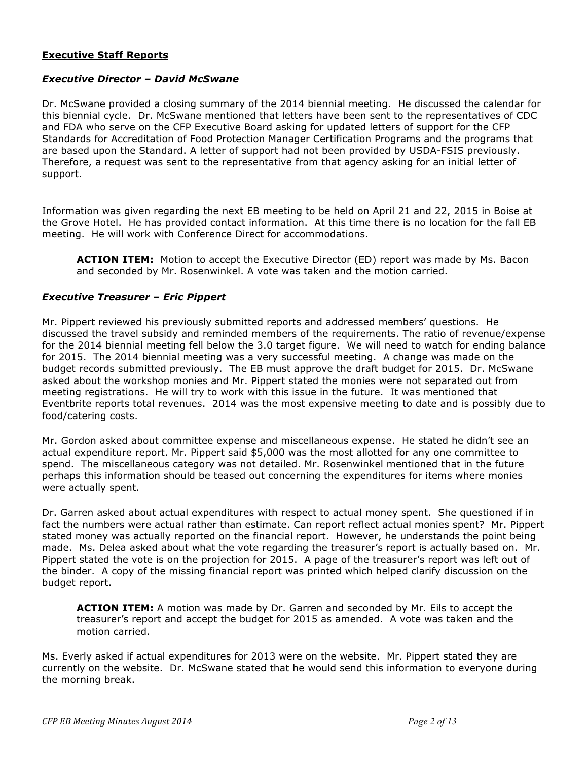## Executive Staff Reports

### *Executive Director – David McSwane*

Dr. McSwane provided a closing summary of the 2014 biennial meeting. He discussed the calendar for this biennial cycle. Dr. McSwane mentioned that letters have been sent to the representatives of CDC and FDA who serve on the CFP Executive Board asking for updated letters of support for the CFP Standards for Accreditation of Food Protection Manager Certification Programs and the programs that are based upon the Standard. A letter of support had not been provided by USDA-FSIS previously. Therefore, a request was sent to the representative from that agency asking for an initial letter of support.

Information was given regarding the next EB meeting to be held on April 21 and 22, 2015 in Boise at the Grove Hotel. He has provided contact information. At this time there is no location for the fall EB meeting. He will work with Conference Direct for accommodations.

> **ACTION ITEM:** Motion to accept the Executive Director (ED) report was made by Ms. Bacon and seconded by Mr. Rosenwinkel. A vote was taken and the motion carried.

### *Executive Treasurer – Eric Pippert*

Mr. Pippert reviewed his previously submitted reports and addressed members' questions. He discussed the travel subsidy and reminded members of the requirements. The ratio of revenue/expense for the 2014 biennial meeting fell below the 3.0 target figure. We will need to watch for ending balance for 2015. The 2014 biennial meeting was a very successful meeting. A change was made on the budget records submitted previously. The EB must approve the draft budget for 2015. Dr. McSwane asked about the workshop monies and Mr. Pippert stated the monies were not separated out from meeting registrations. He will try to work with this issue in the future. It was mentioned that Eventbrite reports total revenues. 2014 was the most expensive meeting to date and is possibly due to food/catering costs.

Mr. Gordon asked about committee expense and miscellaneous expense. He stated he didn't see an actual expenditure report. Mr. Pippert said $5,000 was the most allotted for any one committee to spend. The miscellaneous category was not detailed. Mr. Rosenwinkel mentioned that in the future perhaps this information should be teased out concerning the expenditures for items where monies were actually spent.

Dr. Garren asked about actual expenditures with respect to actual money spent. She questioned if in fact the numbers were actual rather than estimate. Can report reflect actual monies spent? Mr. Pippert stated money was actually reported on the financial report. However, he understands the point being made. Ms. Delea asked about what the vote regarding the treasurer's report is actually based on. Mr. Pippert stated the vote is on the projection for 2015. A page of the treasurer's report was left out of the binder. A copy of the missing financial report was printed which helped clarify discussion on the budget report.

> **ACTION ITEM:** A motion was made by Dr. Garren and seconded by Mr. Eils to accept the treasurer's report and accept the budget for 2015 as amended. A vote was taken and the motion carried.

Ms. Everly asked if actual expenditures for 2013 were on the website. Mr. Pippert stated they are currently on the website. Dr. McSwane stated that he would send this information to everyone during the morning break.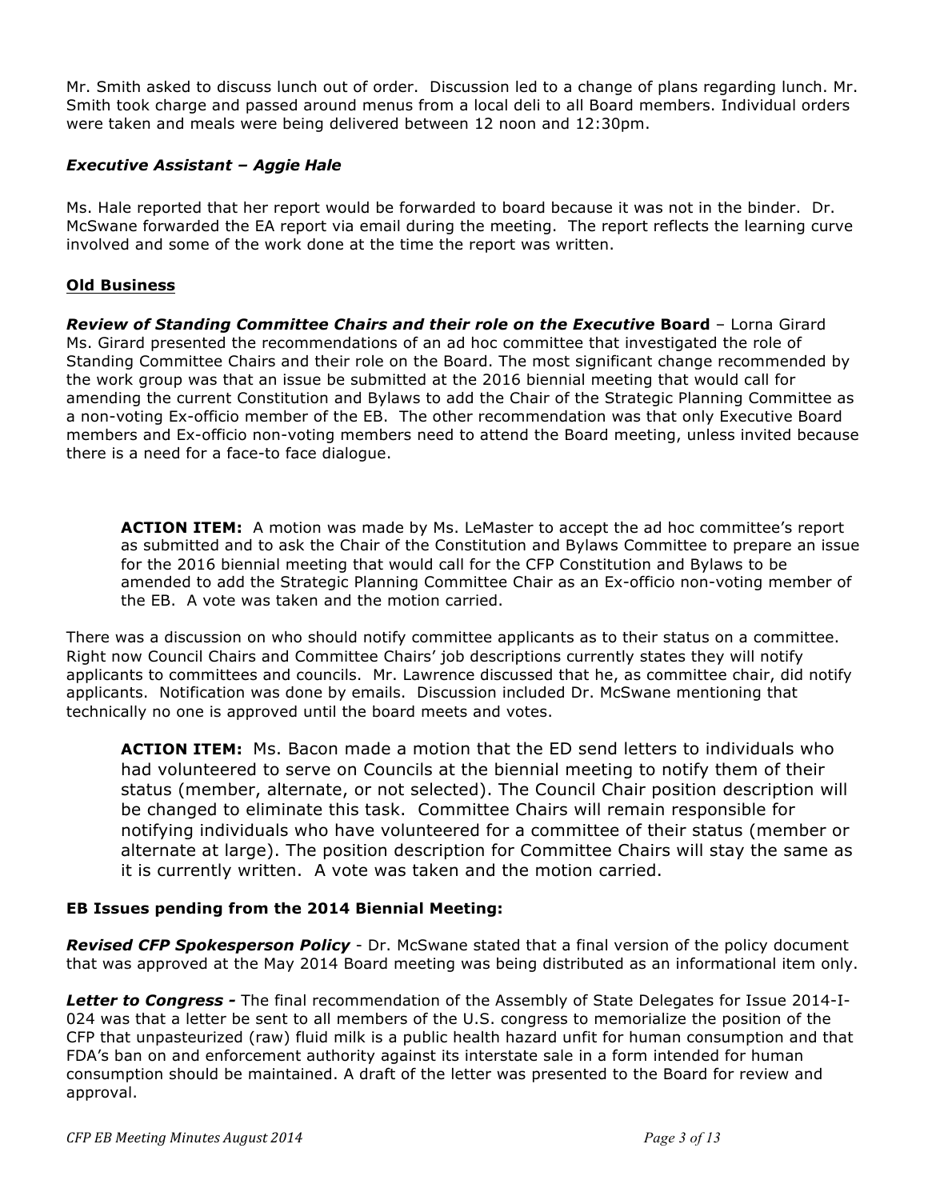Mr. Smith asked to discuss lunch out of order. Discussion led to a change of plans regarding lunch. Mr. Smith took charge and passed around menus from a local deli to all Board members. Individual orders were taken and meals were being delivered between 12 noon and 12:30pm.

***Executive Assistant – Aggie Hale***

Ms. Hale reported that her report would be forwarded to board because it was not in the binder. Dr. McSwane forwarded the EA report via email during the meeting. The report reflects the learning curve involved and some of the work done at the time the report was written.

## Old Business

***Review of Standing Committee Chairs and their role on the Executive* Board** – Lorna Girard
Ms. Girard presented the recommendations of an ad hoc committee that investigated the role of Standing Committee Chairs and their role on the Board. The most significant change recommended by the work group was that an issue be submitted at the 2016 biennial meeting that would call for amending the current Constitution and Bylaws to add the Chair of the Strategic Planning Committee as a non-voting Ex-officio member of the EB. The other recommendation was that only Executive Board members and Ex-officio non-voting members need to attend the Board meeting, unless invited because there is a need for a face-to face dialogue.

> **ACTION ITEM:** A motion was made by Ms. LeMaster to accept the ad hoc committee's report as submitted and to ask the Chair of the Constitution and Bylaws Committee to prepare an issue for the 2016 biennial meeting that would call for the CFP Constitution and Bylaws to be amended to add the Strategic Planning Committee Chair as an Ex-officio non-voting member of the EB. A vote was taken and the motion carried.

There was a discussion on who should notify committee applicants as to their status on a committee. Right now Council Chairs and Committee Chairs' job descriptions currently states they will notify applicants to committees and councils. Mr. Lawrence discussed that he, as committee chair, did notify applicants. Notification was done by emails. Discussion included Dr. McSwane mentioning that technically no one is approved until the board meets and votes.

> **ACTION ITEM:** Ms. Bacon made a motion that the ED send letters to individuals who had volunteered to serve on Councils at the biennial meeting to notify them of their status (member, alternate, or not selected). The Council Chair position description will be changed to eliminate this task. Committee Chairs will remain responsible for notifying individuals who have volunteered for a committee of their status (member or alternate at large). The position description for Committee Chairs will stay the same as it is currently written. A vote was taken and the motion carried.

### EB Issues pending from the 2014 Biennial Meeting:

***Revised CFP Spokesperson Policy*** - Dr. McSwane stated that a final version of the policy document that was approved at the May 2014 Board meeting was being distributed as an informational item only.

***Letter to Congress -*** The final recommendation of the Assembly of State Delegates for Issue 2014-I-024 was that a letter be sent to all members of the U.S. congress to memorialize the position of the CFP that unpasteurized (raw) fluid milk is a public health hazard unfit for human consumption and that FDA's ban on and enforcement authority against its interstate sale in a form intended for human consumption should be maintained. A draft of the letter was presented to the Board for review and approval.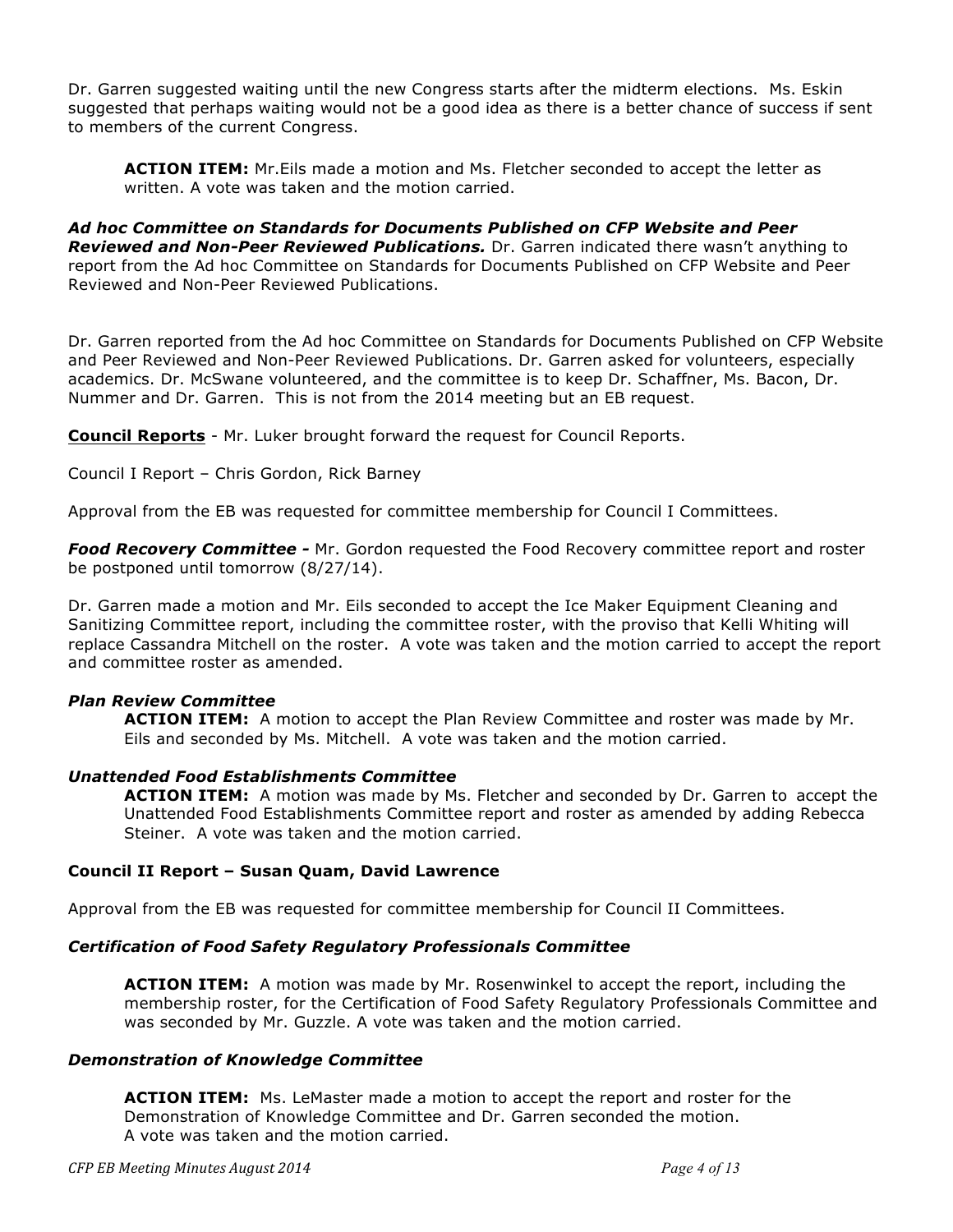Dr. Garren suggested waiting until the new Congress starts after the midterm elections. Ms. Eskin suggested that perhaps waiting would not be a good idea as there is a better chance of success if sent to members of the current Congress.

> **ACTION ITEM:** Mr.Eils made a motion and Ms. Fletcher seconded to accept the letter as written. A vote was taken and the motion carried.

***Ad hoc Committee on Standards for Documents Published on CFP Website and Peer Reviewed and Non-Peer Reviewed Publications.*** Dr. Garren indicated there wasn't anything to report from the Ad hoc Committee on Standards for Documents Published on CFP Website and Peer Reviewed and Non-Peer Reviewed Publications.

Dr. Garren reported from the Ad hoc Committee on Standards for Documents Published on CFP Website and Peer Reviewed and Non-Peer Reviewed Publications. Dr. Garren asked for volunteers, especially academics. Dr. McSwane volunteered, and the committee is to keep Dr. Schaffner, Ms. Bacon, Dr. Nummer and Dr. Garren. This is not from the 2014 meeting but an EB request.

**Council Reports** - Mr. Luker brought forward the request for Council Reports.

Council I Report – Chris Gordon, Rick Barney

Approval from the EB was requested for committee membership for Council I Committees.

***Food Recovery Committee -*** Mr. Gordon requested the Food Recovery committee report and roster be postponed until tomorrow (8/27/14).

Dr. Garren made a motion and Mr. Eils seconded to accept the Ice Maker Equipment Cleaning and Sanitizing Committee report, including the committee roster, with the proviso that Kelli Whiting will replace Cassandra Mitchell on the roster. A vote was taken and the motion carried to accept the report and committee roster as amended.

#### *Plan Review Committee*

> **ACTION ITEM:** A motion to accept the Plan Review Committee and roster was made by Mr. Eils and seconded by Ms. Mitchell. A vote was taken and the motion carried.

#### *Unattended Food Establishments Committee*

> **ACTION ITEM:** A motion was made by Ms. Fletcher and seconded by Dr. Garren to accept the Unattended Food Establishments Committee report and roster as amended by adding Rebecca Steiner. A vote was taken and the motion carried.

### Council II Report – Susan Quam, David Lawrence

Approval from the EB was requested for committee membership for Council II Committees.

#### *Certification of Food Safety Regulatory Professionals Committee*

> **ACTION ITEM:** A motion was made by Mr. Rosenwinkel to accept the report, including the membership roster, for the Certification of Food Safety Regulatory Professionals Committee and was seconded by Mr. Guzzle. A vote was taken and the motion carried.

#### *Demonstration of Knowledge Committee*

> **ACTION ITEM:** Ms. LeMaster made a motion to accept the report and roster for the Demonstration of Knowledge Committee and Dr. Garren seconded the motion.
> A vote was taken and the motion carried.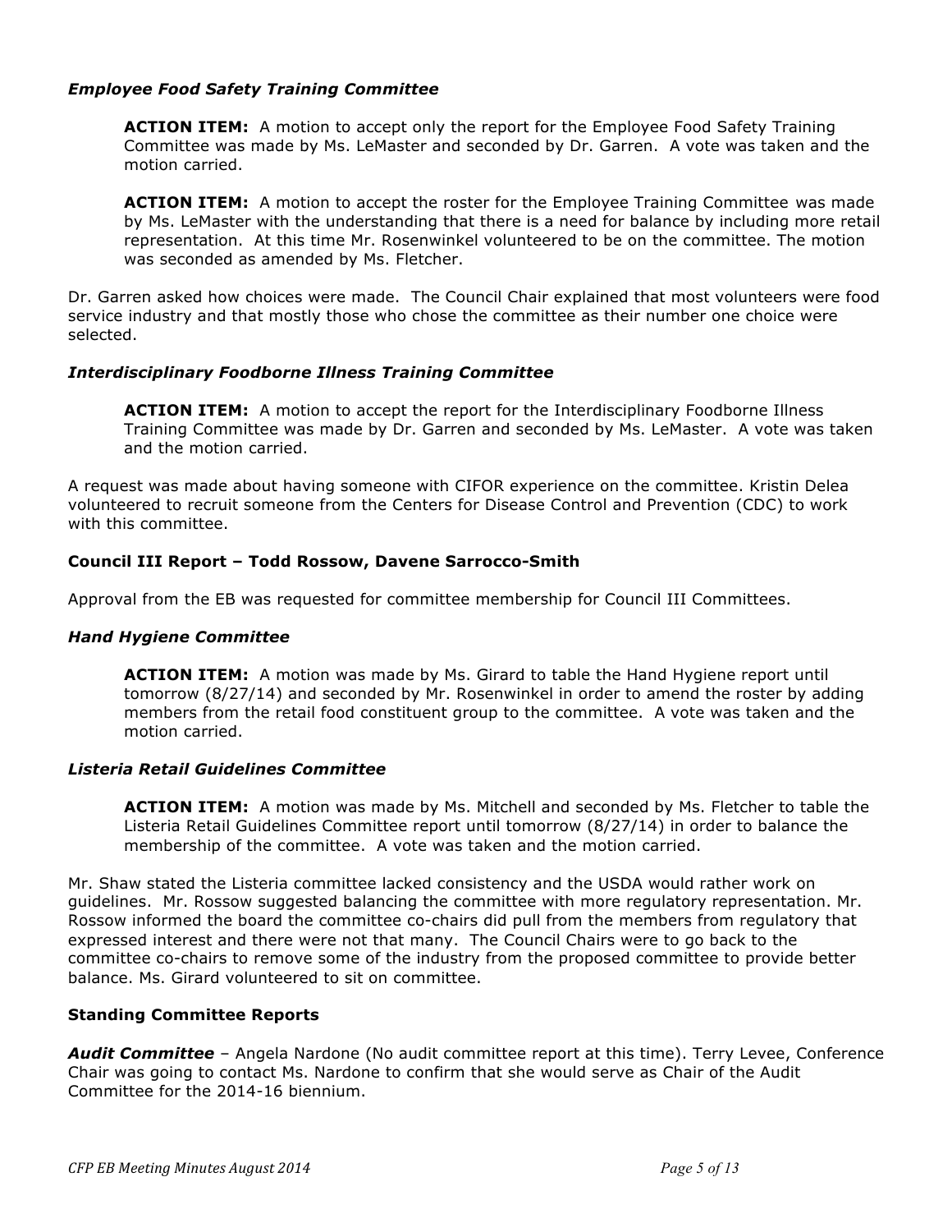### *Employee Food Safety Training Committee*

**ACTION ITEM:** A motion to accept only the report for the Employee Food Safety Training Committee was made by Ms. LeMaster and seconded by Dr. Garren. A vote was taken and the motion carried.

**ACTION ITEM:** A motion to accept the roster for the Employee Training Committee was made by Ms. LeMaster with the understanding that there is a need for balance by including more retail representation. At this time Mr. Rosenwinkel volunteered to be on the committee. The motion was seconded as amended by Ms. Fletcher.

Dr. Garren asked how choices were made. The Council Chair explained that most volunteers were food service industry and that mostly those who chose the committee as their number one choice were selected.

### *Interdisciplinary Foodborne Illness Training Committee*

**ACTION ITEM:** A motion to accept the report for the Interdisciplinary Foodborne Illness Training Committee was made by Dr. Garren and seconded by Ms. LeMaster. A vote was taken and the motion carried.

A request was made about having someone with CIFOR experience on the committee. Kristin Delea volunteered to recruit someone from the Centers for Disease Control and Prevention (CDC) to work with this committee.

### Council III Report – Todd Rossow, Davene Sarrocco-Smith

Approval from the EB was requested for committee membership for Council III Committees.

### *Hand Hygiene Committee*

**ACTION ITEM:** A motion was made by Ms. Girard to table the Hand Hygiene report until tomorrow (8/27/14) and seconded by Mr. Rosenwinkel in order to amend the roster by adding members from the retail food constituent group to the committee. A vote was taken and the motion carried.

### *Listeria Retail Guidelines Committee*

**ACTION ITEM:** A motion was made by Ms. Mitchell and seconded by Ms. Fletcher to table the Listeria Retail Guidelines Committee report until tomorrow (8/27/14) in order to balance the membership of the committee. A vote was taken and the motion carried.

Mr. Shaw stated the Listeria committee lacked consistency and the USDA would rather work on guidelines. Mr. Rossow suggested balancing the committee with more regulatory representation. Mr. Rossow informed the board the committee co-chairs did pull from the members from regulatory that expressed interest and there were not that many. The Council Chairs were to go back to the committee co-chairs to remove some of the industry from the proposed committee to provide better balance. Ms. Girard volunteered to sit on committee.

### Standing Committee Reports

***Audit Committee*** – Angela Nardone (No audit committee report at this time). Terry Levee, Conference Chair was going to contact Ms. Nardone to confirm that she would serve as Chair of the Audit Committee for the 2014-16 biennium.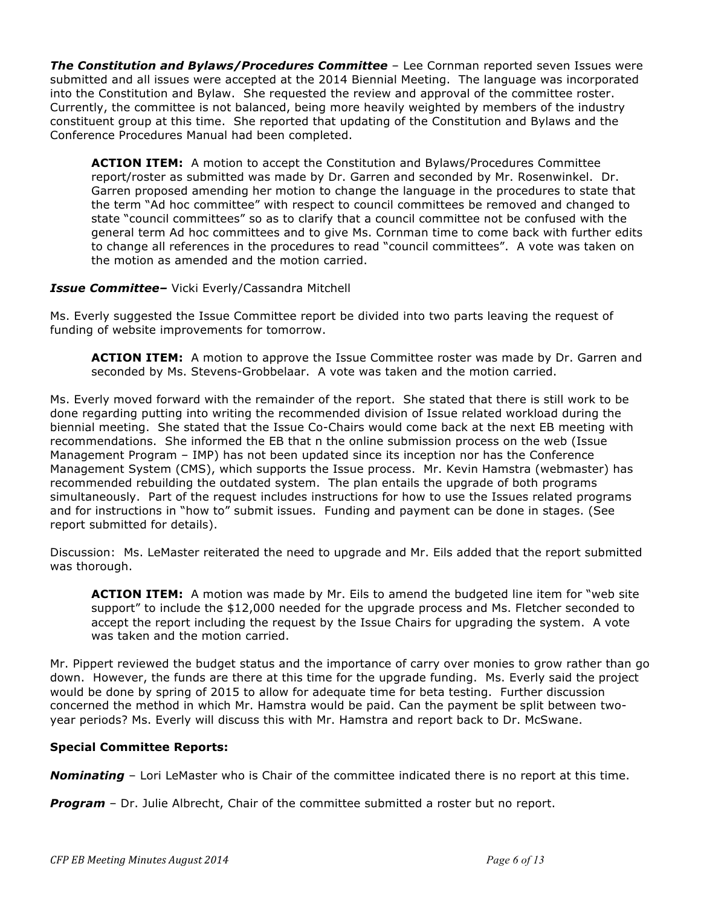***The Constitution and Bylaws/Procedures Committee*** – Lee Cornman reported seven Issues were submitted and all issues were accepted at the 2014 Biennial Meeting. The language was incorporated into the Constitution and Bylaw. She requested the review and approval of the committee roster. Currently, the committee is not balanced, being more heavily weighted by members of the industry constituent group at this time. She reported that updating of the Constitution and Bylaws and the Conference Procedures Manual had been completed.

> **ACTION ITEM:** A motion to accept the Constitution and Bylaws/Procedures Committee report/roster as submitted was made by Dr. Garren and seconded by Mr. Rosenwinkel. Dr. Garren proposed amending her motion to change the language in the procedures to state that the term "Ad hoc committee" with respect to council committees be removed and changed to state "council committees" so as to clarify that a council committee not be confused with the general term Ad hoc committees and to give Ms. Cornman time to come back with further edits to change all references in the procedures to read "council committees". A vote was taken on the motion as amended and the motion carried.

***Issue Committee–*** Vicki Everly/Cassandra Mitchell

Ms. Everly suggested the Issue Committee report be divided into two parts leaving the request of funding of website improvements for tomorrow.

> **ACTION ITEM:** A motion to approve the Issue Committee roster was made by Dr. Garren and seconded by Ms. Stevens-Grobbelaar. A vote was taken and the motion carried.

Ms. Everly moved forward with the remainder of the report. She stated that there is still work to be done regarding putting into writing the recommended division of Issue related workload during the biennial meeting. She stated that the Issue Co-Chairs would come back at the next EB meeting with recommendations. She informed the EB that n the online submission process on the web (Issue Management Program – IMP) has not been updated since its inception nor has the Conference Management System (CMS), which supports the Issue process. Mr. Kevin Hamstra (webmaster) has recommended rebuilding the outdated system. The plan entails the upgrade of both programs simultaneously. Part of the request includes instructions for how to use the Issues related programs and for instructions in "how to" submit issues. Funding and payment can be done in stages. (See report submitted for details).

Discussion: Ms. LeMaster reiterated the need to upgrade and Mr. Eils added that the report submitted was thorough.

> **ACTION ITEM:** A motion was made by Mr. Eils to amend the budgeted line item for "web site support" to include the $12,000 needed for the upgrade process and Ms. Fletcher seconded to accept the report including the request by the Issue Chairs for upgrading the system. A vote was taken and the motion carried.

Mr. Pippert reviewed the budget status and the importance of carry over monies to grow rather than go down. However, the funds are there at this time for the upgrade funding. Ms. Everly said the project would be done by spring of 2015 to allow for adequate time for beta testing. Further discussion concerned the method in which Mr. Hamstra would be paid. Can the payment be split between two-year periods? Ms. Everly will discuss this with Mr. Hamstra and report back to Dr. McSwane.

**Special Committee Reports:**

***Nominating*** – Lori LeMaster who is Chair of the committee indicated there is no report at this time.

***Program*** – Dr. Julie Albrecht, Chair of the committee submitted a roster but no report.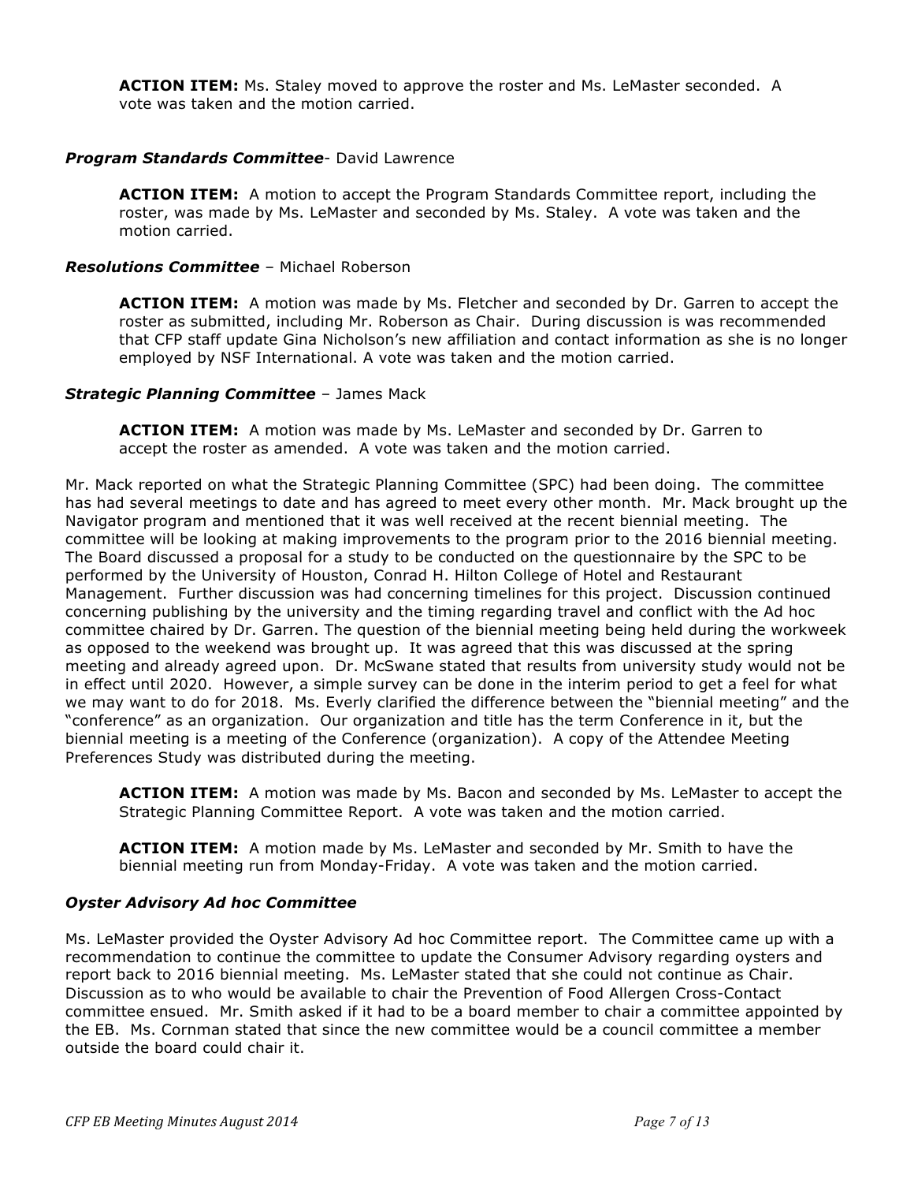**ACTION ITEM:** Ms. Staley moved to approve the roster and Ms. LeMaster seconded. A vote was taken and the motion carried.

***Program Standards Committee***- David Lawrence

**ACTION ITEM:** A motion to accept the Program Standards Committee report, including the roster, was made by Ms. LeMaster and seconded by Ms. Staley. A vote was taken and the motion carried.

***Resolutions Committee*** – Michael Roberson

**ACTION ITEM:** A motion was made by Ms. Fletcher and seconded by Dr. Garren to accept the roster as submitted, including Mr. Roberson as Chair. During discussion is was recommended that CFP staff update Gina Nicholson's new affiliation and contact information as she is no longer employed by NSF International. A vote was taken and the motion carried.

***Strategic Planning Committee*** – James Mack

**ACTION ITEM:** A motion was made by Ms. LeMaster and seconded by Dr. Garren to accept the roster as amended. A vote was taken and the motion carried.

Mr. Mack reported on what the Strategic Planning Committee (SPC) had been doing. The committee has had several meetings to date and has agreed to meet every other month. Mr. Mack brought up the Navigator program and mentioned that it was well received at the recent biennial meeting. The committee will be looking at making improvements to the program prior to the 2016 biennial meeting. The Board discussed a proposal for a study to be conducted on the questionnaire by the SPC to be performed by the University of Houston, Conrad H. Hilton College of Hotel and Restaurant Management. Further discussion was had concerning timelines for this project. Discussion continued concerning publishing by the university and the timing regarding travel and conflict with the Ad hoc committee chaired by Dr. Garren. The question of the biennial meeting being held during the workweek as opposed to the weekend was brought up. It was agreed that this was discussed at the spring meeting and already agreed upon. Dr. McSwane stated that results from university study would not be in effect until 2020. However, a simple survey can be done in the interim period to get a feel for what we may want to do for 2018. Ms. Everly clarified the difference between the "biennial meeting" and the "conference" as an organization. Our organization and title has the term Conference in it, but the biennial meeting is a meeting of the Conference (organization). A copy of the Attendee Meeting Preferences Study was distributed during the meeting.

**ACTION ITEM:** A motion was made by Ms. Bacon and seconded by Ms. LeMaster to accept the Strategic Planning Committee Report. A vote was taken and the motion carried.

**ACTION ITEM:** A motion made by Ms. LeMaster and seconded by Mr. Smith to have the biennial meeting run from Monday-Friday. A vote was taken and the motion carried.

***Oyster Advisory Ad hoc Committee***

Ms. LeMaster provided the Oyster Advisory Ad hoc Committee report. The Committee came up with a recommendation to continue the committee to update the Consumer Advisory regarding oysters and report back to 2016 biennial meeting. Ms. LeMaster stated that she could not continue as Chair. Discussion as to who would be available to chair the Prevention of Food Allergen Cross-Contact committee ensued. Mr. Smith asked if it had to be a board member to chair a committee appointed by the EB. Ms. Cornman stated that since the new committee would be a council committee a member outside the board could chair it.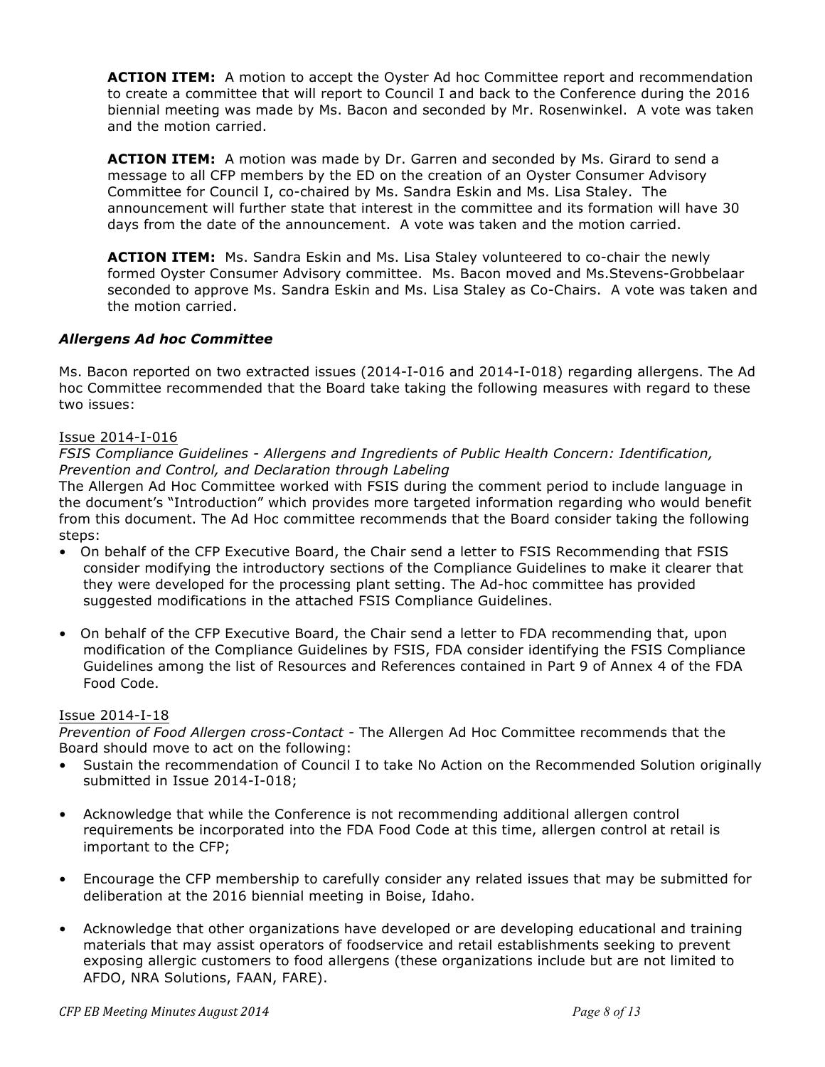**ACTION ITEM:** A motion to accept the Oyster Ad hoc Committee report and recommendation to create a committee that will report to Council I and back to the Conference during the 2016 biennial meeting was made by Ms. Bacon and seconded by Mr. Rosenwinkel. A vote was taken and the motion carried.

**ACTION ITEM:** A motion was made by Dr. Garren and seconded by Ms. Girard to send a message to all CFP members by the ED on the creation of an Oyster Consumer Advisory Committee for Council I, co-chaired by Ms. Sandra Eskin and Ms. Lisa Staley. The announcement will further state that interest in the committee and its formation will have 30 days from the date of the announcement. A vote was taken and the motion carried.

**ACTION ITEM:** Ms. Sandra Eskin and Ms. Lisa Staley volunteered to co-chair the newly formed Oyster Consumer Advisory committee. Ms. Bacon moved and Ms.Stevens-Grobbelaar seconded to approve Ms. Sandra Eskin and Ms. Lisa Staley as Co-Chairs. A vote was taken and the motion carried.

### *Allergens Ad hoc Committee*

Ms. Bacon reported on two extracted issues (2014-I-016 and 2014-I-018) regarding allergens. The Ad hoc Committee recommended that the Board take taking the following measures with regard to these two issues:

Issue 2014-I-016

*FSIS Compliance Guidelines - Allergens and Ingredients of Public Health Concern: Identification, Prevention and Control, and Declaration through Labeling*

The Allergen Ad Hoc Committee worked with FSIS during the comment period to include language in the document's "Introduction" which provides more targeted information regarding who would benefit from this document. The Ad Hoc committee recommends that the Board consider taking the following steps:

- On behalf of the CFP Executive Board, the Chair send a letter to FSIS Recommending that FSIS consider modifying the introductory sections of the Compliance Guidelines to make it clearer that they were developed for the processing plant setting. The Ad-hoc committee has provided suggested modifications in the attached FSIS Compliance Guidelines.

- On behalf of the CFP Executive Board, the Chair send a letter to FDA recommending that, upon modification of the Compliance Guidelines by FSIS, FDA consider identifying the FSIS Compliance Guidelines among the list of Resources and References contained in Part 9 of Annex 4 of the FDA Food Code.

Issue 2014-I-18

*Prevention of Food Allergen cross-Contact* - The Allergen Ad Hoc Committee recommends that the Board should move to act on the following:

- Sustain the recommendation of Council I to take No Action on the Recommended Solution originally submitted in Issue 2014-I-018;

- Acknowledge that while the Conference is not recommending additional allergen control requirements be incorporated into the FDA Food Code at this time, allergen control at retail is important to the CFP;

- Encourage the CFP membership to carefully consider any related issues that may be submitted for deliberation at the 2016 biennial meeting in Boise, Idaho.

- Acknowledge that other organizations have developed or are developing educational and training materials that may assist operators of foodservice and retail establishments seeking to prevent exposing allergic customers to food allergens (these organizations include but are not limited to AFDO, NRA Solutions, FAAN, FARE).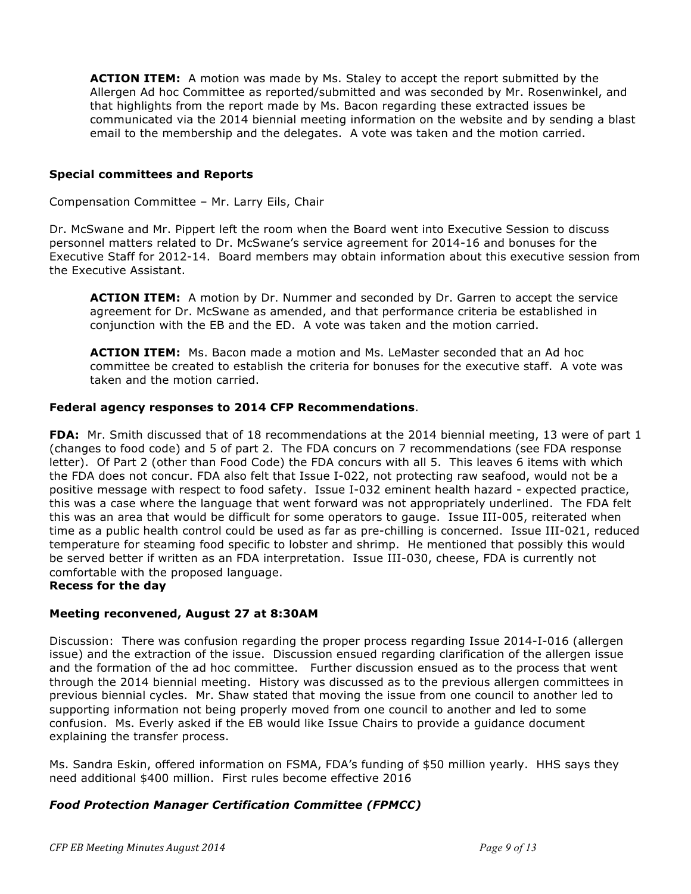**ACTION ITEM:** A motion was made by Ms. Staley to accept the report submitted by the Allergen Ad hoc Committee as reported/submitted and was seconded by Mr. Rosenwinkel, and that highlights from the report made by Ms. Bacon regarding these extracted issues be communicated via the 2014 biennial meeting information on the website and by sending a blast email to the membership and the delegates. A vote was taken and the motion carried.

**Special committees and Reports**

Compensation Committee – Mr. Larry Eils, Chair

Dr. McSwane and Mr. Pippert left the room when the Board went into Executive Session to discuss personnel matters related to Dr. McSwane's service agreement for 2014-16 and bonuses for the Executive Staff for 2012-14. Board members may obtain information about this executive session from the Executive Assistant.

**ACTION ITEM:** A motion by Dr. Nummer and seconded by Dr. Garren to accept the service agreement for Dr. McSwane as amended, and that performance criteria be established in conjunction with the EB and the ED. A vote was taken and the motion carried.

**ACTION ITEM:** Ms. Bacon made a motion and Ms. LeMaster seconded that an Ad hoc committee be created to establish the criteria for bonuses for the executive staff. A vote was taken and the motion carried.

**Federal agency responses to 2014 CFP Recommendations**.

**FDA:** Mr. Smith discussed that of 18 recommendations at the 2014 biennial meeting, 13 were of part 1 (changes to food code) and 5 of part 2. The FDA concurs on 7 recommendations (see FDA response letter). Of Part 2 (other than Food Code) the FDA concurs with all 5. This leaves 6 items with which the FDA does not concur. FDA also felt that Issue I-022, not protecting raw seafood, would not be a positive message with respect to food safety. Issue I-032 eminent health hazard - expected practice, this was a case where the language that went forward was not appropriately underlined. The FDA felt this was an area that would be difficult for some operators to gauge. Issue III-005, reiterated when time as a public health control could be used as far as pre-chilling is concerned. Issue III-021, reduced temperature for steaming food specific to lobster and shrimp. He mentioned that possibly this would be served better if written as an FDA interpretation. Issue III-030, cheese, FDA is currently not comfortable with the proposed language.

**Recess for the day**

**Meeting reconvened, August 27 at 8:30AM**

Discussion: There was confusion regarding the proper process regarding Issue 2014-I-016 (allergen issue) and the extraction of the issue. Discussion ensued regarding clarification of the allergen issue and the formation of the ad hoc committee. Further discussion ensued as to the process that went through the 2014 biennial meeting. History was discussed as to the previous allergen committees in previous biennial cycles. Mr. Shaw stated that moving the issue from one council to another led to supporting information not being properly moved from one council to another and led to some confusion. Ms. Everly asked if the EB would like Issue Chairs to provide a guidance document explaining the transfer process.

Ms. Sandra Eskin, offered information on FSMA, FDA's funding of $50 million yearly. HHS says they need additional $400 million. First rules become effective 2016

***Food Protection Manager Certification Committee (FPMCC)***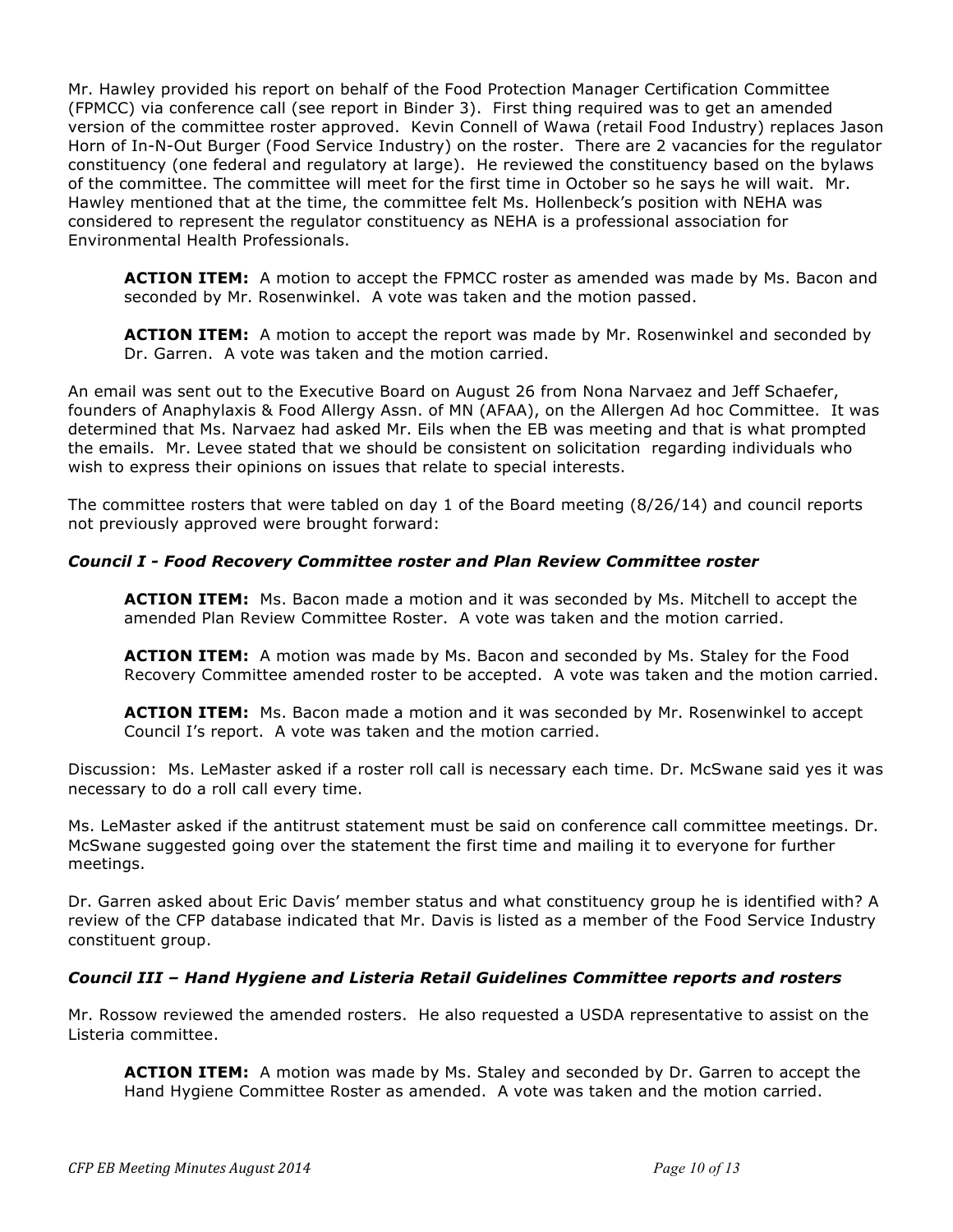Mr. Hawley provided his report on behalf of the Food Protection Manager Certification Committee (FPMCC) via conference call (see report in Binder 3). First thing required was to get an amended version of the committee roster approved. Kevin Connell of Wawa (retail Food Industry) replaces Jason Horn of In-N-Out Burger (Food Service Industry) on the roster. There are 2 vacancies for the regulator constituency (one federal and regulatory at large). He reviewed the constituency based on the bylaws of the committee. The committee will meet for the first time in October so he says he will wait. Mr. Hawley mentioned that at the time, the committee felt Ms. Hollenbeck's position with NEHA was considered to represent the regulator constituency as NEHA is a professional association for Environmental Health Professionals.

> **ACTION ITEM:** A motion to accept the FPMCC roster as amended was made by Ms. Bacon and seconded by Mr. Rosenwinkel. A vote was taken and the motion passed.
>
> **ACTION ITEM:** A motion to accept the report was made by Mr. Rosenwinkel and seconded by Dr. Garren. A vote was taken and the motion carried.

An email was sent out to the Executive Board on August 26 from Nona Narvaez and Jeff Schaefer, founders of Anaphylaxis & Food Allergy Assn. of MN (AFAA), on the Allergen Ad hoc Committee. It was determined that Ms. Narvaez had asked Mr. Eils when the EB was meeting and that is what prompted the emails. Mr. Levee stated that we should be consistent on solicitation regarding individuals who wish to express their opinions on issues that relate to special interests.

The committee rosters that were tabled on day 1 of the Board meeting (8/26/14) and council reports not previously approved were brought forward:

### *Council I - Food Recovery Committee roster and Plan Review Committee roster*

> **ACTION ITEM:** Ms. Bacon made a motion and it was seconded by Ms. Mitchell to accept the amended Plan Review Committee Roster. A vote was taken and the motion carried.
>
> **ACTION ITEM:** A motion was made by Ms. Bacon and seconded by Ms. Staley for the Food Recovery Committee amended roster to be accepted. A vote was taken and the motion carried.
>
> **ACTION ITEM:** Ms. Bacon made a motion and it was seconded by Mr. Rosenwinkel to accept Council I's report. A vote was taken and the motion carried.

Discussion: Ms. LeMaster asked if a roster roll call is necessary each time. Dr. McSwane said yes it was necessary to do a roll call every time.

Ms. LeMaster asked if the antitrust statement must be said on conference call committee meetings. Dr. McSwane suggested going over the statement the first time and mailing it to everyone for further meetings.

Dr. Garren asked about Eric Davis' member status and what constituency group he is identified with? A review of the CFP database indicated that Mr. Davis is listed as a member of the Food Service Industry constituent group.

### *Council III – Hand Hygiene and Listeria Retail Guidelines Committee reports and rosters*

Mr. Rossow reviewed the amended rosters. He also requested a USDA representative to assist on the Listeria committee.

> **ACTION ITEM:** A motion was made by Ms. Staley and seconded by Dr. Garren to accept the Hand Hygiene Committee Roster as amended. A vote was taken and the motion carried.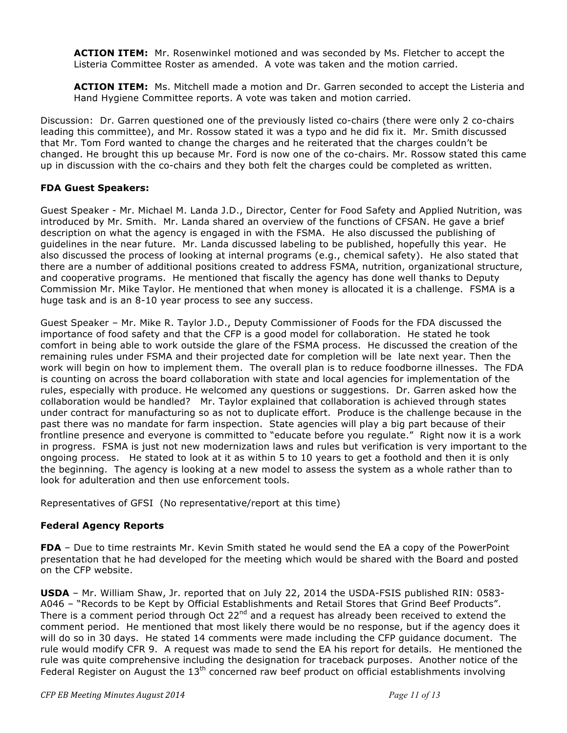**ACTION ITEM:** Mr. Rosenwinkel motioned and was seconded by Ms. Fletcher to accept the Listeria Committee Roster as amended. A vote was taken and the motion carried.

**ACTION ITEM:** Ms. Mitchell made a motion and Dr. Garren seconded to accept the Listeria and Hand Hygiene Committee reports. A vote was taken and motion carried.

Discussion: Dr. Garren questioned one of the previously listed co-chairs (there were only 2 co-chairs leading this committee), and Mr. Rossow stated it was a typo and he did fix it. Mr. Smith discussed that Mr. Tom Ford wanted to change the charges and he reiterated that the charges couldn't be changed. He brought this up because Mr. Ford is now one of the co-chairs. Mr. Rossow stated this came up in discussion with the co-chairs and they both felt the charges could be completed as written.

**FDA Guest Speakers:**

Guest Speaker - Mr. Michael M. Landa J.D., Director, Center for Food Safety and Applied Nutrition, was introduced by Mr. Smith. Mr. Landa shared an overview of the functions of CFSAN. He gave a brief description on what the agency is engaged in with the FSMA. He also discussed the publishing of guidelines in the near future. Mr. Landa discussed labeling to be published, hopefully this year. He also discussed the process of looking at internal programs (e.g., chemical safety). He also stated that there are a number of additional positions created to address FSMA, nutrition, organizational structure, and cooperative programs. He mentioned that fiscally the agency has done well thanks to Deputy Commission Mr. Mike Taylor. He mentioned that when money is allocated it is a challenge. FSMA is a huge task and is an 8-10 year process to see any success.

Guest Speaker – Mr. Mike R. Taylor J.D., Deputy Commissioner of Foods for the FDA discussed the importance of food safety and that the CFP is a good model for collaboration. He stated he took comfort in being able to work outside the glare of the FSMA process. He discussed the creation of the remaining rules under FSMA and their projected date for completion will be late next year. Then the work will begin on how to implement them. The overall plan is to reduce foodborne illnesses. The FDA is counting on across the board collaboration with state and local agencies for implementation of the rules, especially with produce. He welcomed any questions or suggestions. Dr. Garren asked how the collaboration would be handled? Mr. Taylor explained that collaboration is achieved through states under contract for manufacturing so as not to duplicate effort. Produce is the challenge because in the past there was no mandate for farm inspection. State agencies will play a big part because of their frontline presence and everyone is committed to "educate before you regulate." Right now it is a work in progress. FSMA is just not new modernization laws and rules but verification is very important to the ongoing process. He stated to look at it as within 5 to 10 years to get a foothold and then it is only the beginning. The agency is looking at a new model to assess the system as a whole rather than to look for adulteration and then use enforcement tools.

Representatives of GFSI (No representative/report at this time)

**Federal Agency Reports**

**FDA** – Due to time restraints Mr. Kevin Smith stated he would send the EA a copy of the PowerPoint presentation that he had developed for the meeting which would be shared with the Board and posted on the CFP website.

**USDA** – Mr. William Shaw, Jr. reported that on July 22, 2014 the USDA-FSIS published RIN: 0583-A046 – "Records to be Kept by Official Establishments and Retail Stores that Grind Beef Products". There is a comment period through Oct 22nd and a request has already been received to extend the comment period. He mentioned that most likely there would be no response, but if the agency does it will do so in 30 days. He stated 14 comments were made including the CFP guidance document. The rule would modify CFR 9. A request was made to send the EA his report for details. He mentioned the rule was quite comprehensive including the designation for traceback purposes. Another notice of the Federal Register on August the 13th concerned raw beef product on official establishments involving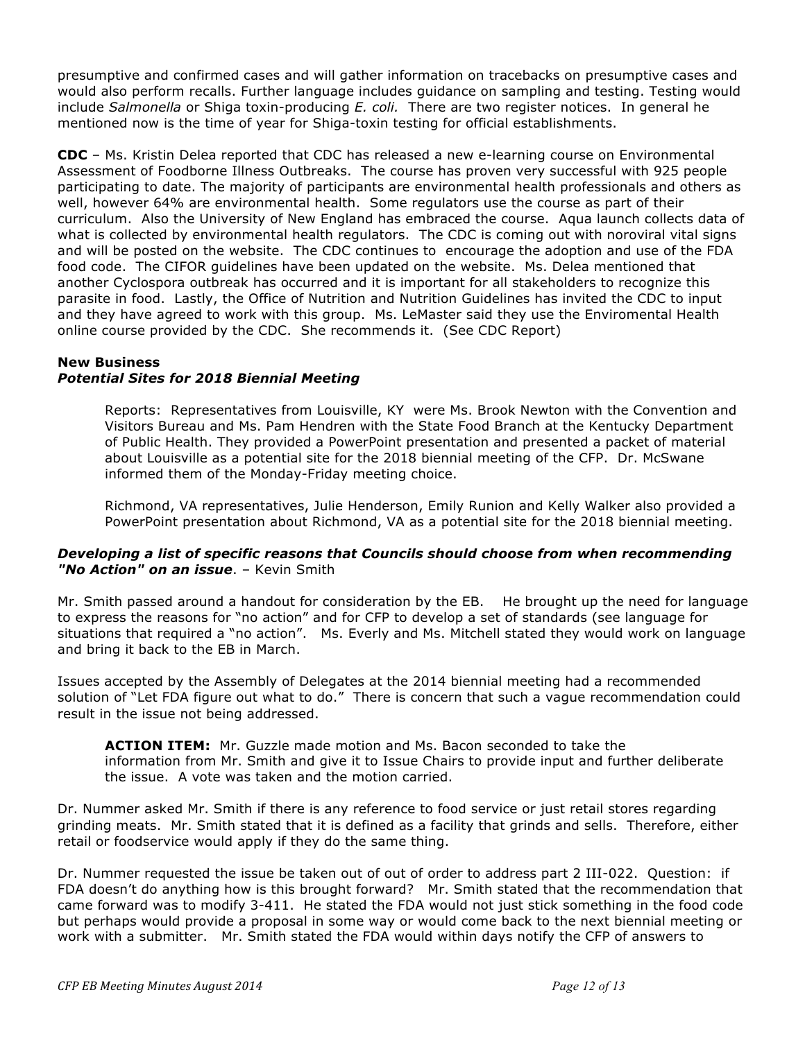presumptive and confirmed cases and will gather information on tracebacks on presumptive cases and would also perform recalls. Further language includes guidance on sampling and testing. Testing would include *Salmonella* or Shiga toxin-producing *E. coli.* There are two register notices. In general he mentioned now is the time of year for Shiga-toxin testing for official establishments.

**CDC** – Ms. Kristin Delea reported that CDC has released a new e-learning course on Environmental Assessment of Foodborne Illness Outbreaks. The course has proven very successful with 925 people participating to date. The majority of participants are environmental health professionals and others as well, however 64% are environmental health. Some regulators use the course as part of their curriculum. Also the University of New England has embraced the course. Aqua launch collects data of what is collected by environmental health regulators. The CDC is coming out with noroviral vital signs and will be posted on the website. The CDC continues to encourage the adoption and use of the FDA food code. The CIFOR guidelines have been updated on the website. Ms. Delea mentioned that another Cyclospora outbreak has occurred and it is important for all stakeholders to recognize this parasite in food. Lastly, the Office of Nutrition and Nutrition Guidelines has invited the CDC to input and they have agreed to work with this group. Ms. LeMaster said they use the Enviromental Health online course provided by the CDC. She recommends it. (See CDC Report)

**New Business**

***Potential Sites for 2018 Biennial Meeting***

Reports: Representatives from Louisville, KY were Ms. Brook Newton with the Convention and Visitors Bureau and Ms. Pam Hendren with the State Food Branch at the Kentucky Department of Public Health. They provided a PowerPoint presentation and presented a packet of material about Louisville as a potential site for the 2018 biennial meeting of the CFP. Dr. McSwane informed them of the Monday-Friday meeting choice.

Richmond, VA representatives, Julie Henderson, Emily Runion and Kelly Walker also provided a PowerPoint presentation about Richmond, VA as a potential site for the 2018 biennial meeting.

***Developing a list of specific reasons that Councils should choose from when recommending "No Action" on an issue***. – Kevin Smith

Mr. Smith passed around a handout for consideration by the EB. He brought up the need for language to express the reasons for "no action" and for CFP to develop a set of standards (see language for situations that required a "no action". Ms. Everly and Ms. Mitchell stated they would work on language and bring it back to the EB in March.

Issues accepted by the Assembly of Delegates at the 2014 biennial meeting had a recommended solution of "Let FDA figure out what to do." There is concern that such a vague recommendation could result in the issue not being addressed.

**ACTION ITEM:** Mr. Guzzle made motion and Ms. Bacon seconded to take the information from Mr. Smith and give it to Issue Chairs to provide input and further deliberate the issue. A vote was taken and the motion carried.

Dr. Nummer asked Mr. Smith if there is any reference to food service or just retail stores regarding grinding meats. Mr. Smith stated that it is defined as a facility that grinds and sells. Therefore, either retail or foodservice would apply if they do the same thing.

Dr. Nummer requested the issue be taken out of out of order to address part 2 III-022. Question: if FDA doesn't do anything how is this brought forward? Mr. Smith stated that the recommendation that came forward was to modify 3-411. He stated the FDA would not just stick something in the food code but perhaps would provide a proposal in some way or would come back to the next biennial meeting or work with a submitter. Mr. Smith stated the FDA would within days notify the CFP of answers to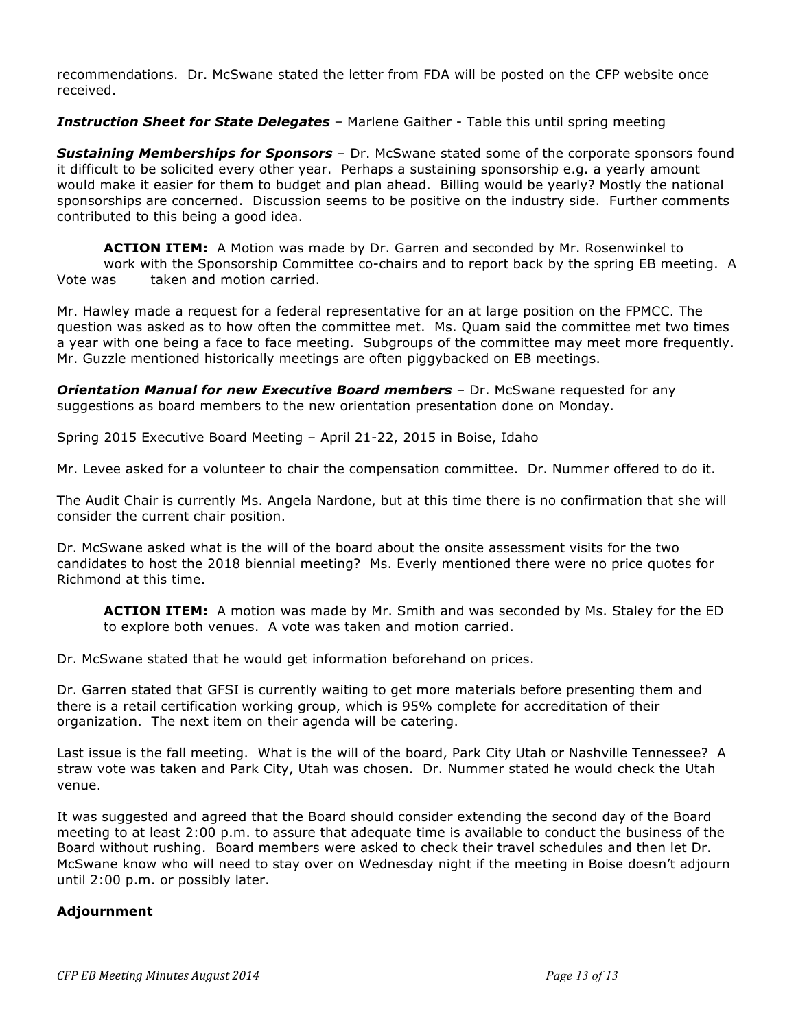recommendations. Dr. McSwane stated the letter from FDA will be posted on the CFP website once received.

***Instruction Sheet for State Delegates*** – Marlene Gaither - Table this until spring meeting

***Sustaining Memberships for Sponsors*** – Dr. McSwane stated some of the corporate sponsors found it difficult to be solicited every other year. Perhaps a sustaining sponsorship e.g. a yearly amount would make it easier for them to budget and plan ahead. Billing would be yearly? Mostly the national sponsorships are concerned. Discussion seems to be positive on the industry side. Further comments contributed to this being a good idea.

> **ACTION ITEM:** A Motion was made by Dr. Garren and seconded by Mr. Rosenwinkel to work with the Sponsorship Committee co-chairs and to report back by the spring EB meeting. A Vote was taken and motion carried.

Mr. Hawley made a request for a federal representative for an at large position on the FPMCC. The question was asked as to how often the committee met. Ms. Quam said the committee met two times a year with one being a face to face meeting. Subgroups of the committee may meet more frequently. Mr. Guzzle mentioned historically meetings are often piggybacked on EB meetings.

***Orientation Manual for new Executive Board members*** – Dr. McSwane requested for any suggestions as board members to the new orientation presentation done on Monday.

Spring 2015 Executive Board Meeting – April 21-22, 2015 in Boise, Idaho

Mr. Levee asked for a volunteer to chair the compensation committee. Dr. Nummer offered to do it.

The Audit Chair is currently Ms. Angela Nardone, but at this time there is no confirmation that she will consider the current chair position.

Dr. McSwane asked what is the will of the board about the onsite assessment visits for the two candidates to host the 2018 biennial meeting? Ms. Everly mentioned there were no price quotes for Richmond at this time.

> **ACTION ITEM:** A motion was made by Mr. Smith and was seconded by Ms. Staley for the ED to explore both venues. A vote was taken and motion carried.

Dr. McSwane stated that he would get information beforehand on prices.

Dr. Garren stated that GFSI is currently waiting to get more materials before presenting them and there is a retail certification working group, which is 95% complete for accreditation of their organization. The next item on their agenda will be catering.

Last issue is the fall meeting. What is the will of the board, Park City Utah or Nashville Tennessee? A straw vote was taken and Park City, Utah was chosen. Dr. Nummer stated he would check the Utah venue.

It was suggested and agreed that the Board should consider extending the second day of the Board meeting to at least 2:00 p.m. to assure that adequate time is available to conduct the business of the Board without rushing. Board members were asked to check their travel schedules and then let Dr. McSwane know who will need to stay over on Wednesday night if the meeting in Boise doesn't adjourn until 2:00 p.m. or possibly later.

**Adjournment**